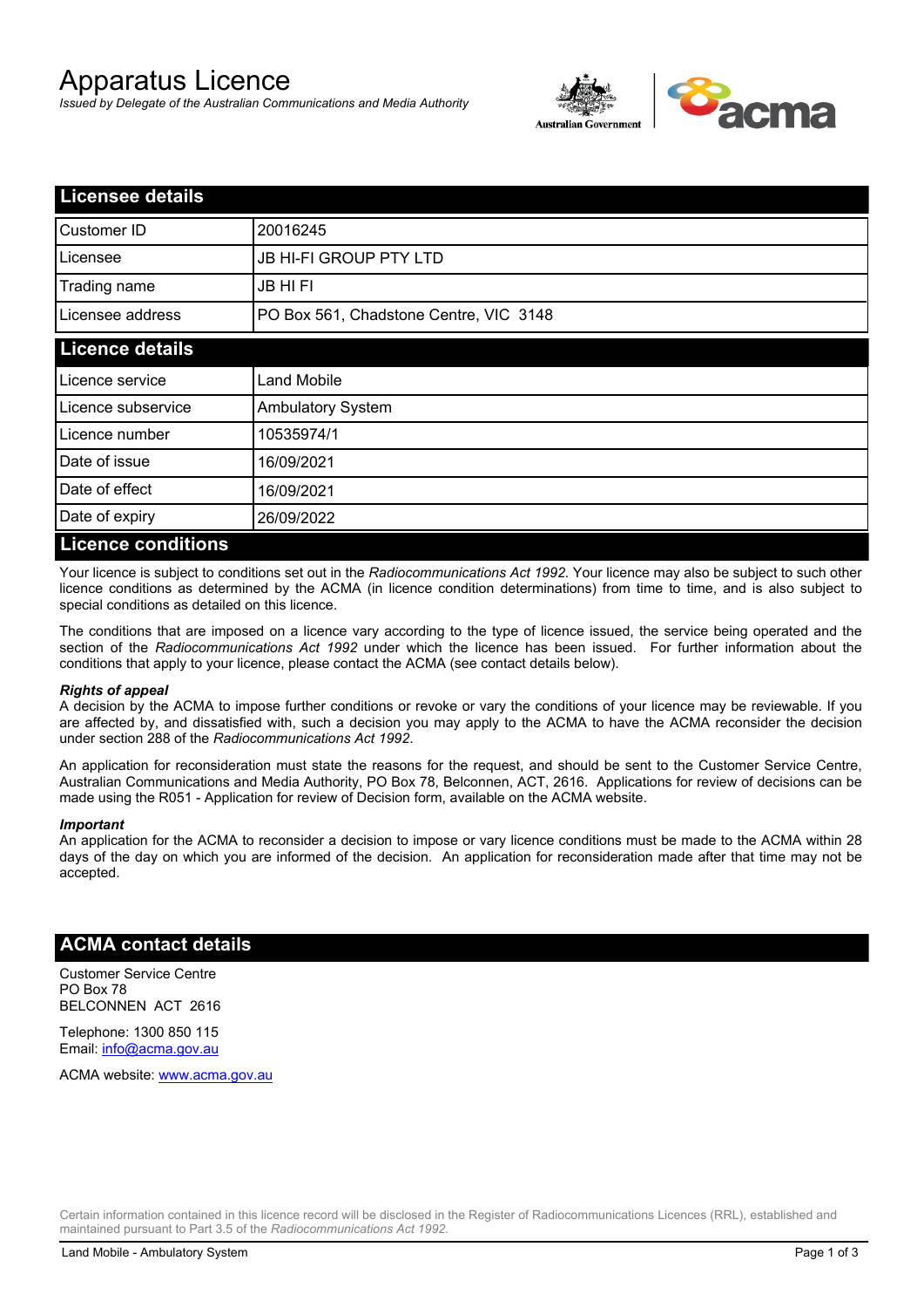# Apparatus Licence

*Issued by Delegate of the Australian Communications and Media Authority*

## Licensee details

| | |
|---|---|
| Customer ID | 20016245 |
| Licensee | JB HI-FI GROUP PTY LTD |
| Trading name | JB HI FI |
| Licensee address | PO Box 561, Chadstone Centre, VIC 3148 |

## Licence details

| | |
|---|---|
| Licence service | Land Mobile |
| Licence subservice | Ambulatory System |
| Licence number | 10535974/1 |
| Date of issue | 16/09/2021 |
| Date of effect | 16/09/2021 |
| Date of expiry | 26/09/2022 |

## Licence conditions

Your licence is subject to conditions set out in the *Radiocommunications Act 1992*. Your licence may also be subject to such other licence conditions as determined by the ACMA (in licence condition determinations) from time to time, and is also subject to special conditions as detailed on this licence.

The conditions that are imposed on a licence vary according to the type of licence issued, the service being operated and the section of the *Radiocommunications Act 1992* under which the licence has been issued. For further information about the conditions that apply to your licence, please contact the ACMA (see contact details below).

***Rights of appeal***

A decision by the ACMA to impose further conditions or revoke or vary the conditions of your licence may be reviewable. If you are affected by, and dissatisfied with, such a decision you may apply to the ACMA to have the ACMA reconsider the decision under section 288 of the *Radiocommunications Act 1992*.

An application for reconsideration must state the reasons for the request, and should be sent to the Customer Service Centre, Australian Communications and Media Authority, PO Box 78, Belconnen, ACT, 2616. Applications for review of decisions can be made using the R051 - Application for review of Decision form, available on the ACMA website.

***Important***

An application for the ACMA to reconsider a decision to impose or vary licence conditions must be made to the ACMA within 28 days of the day on which you are informed of the decision. An application for reconsideration made after that time may not be accepted.

## ACMA contact details

Customer Service Centre
PO Box 78
BELCONNEN ACT 2616

Telephone: 1300 850 115
Email: info@acma.gov.au

ACMA website: www.acma.gov.au

Certain information contained in this licence record will be disclosed in the Register of Radiocommunications Licences (RRL), established and maintained pursuant to Part 3.5 of the *Radiocommunications Act 1992.*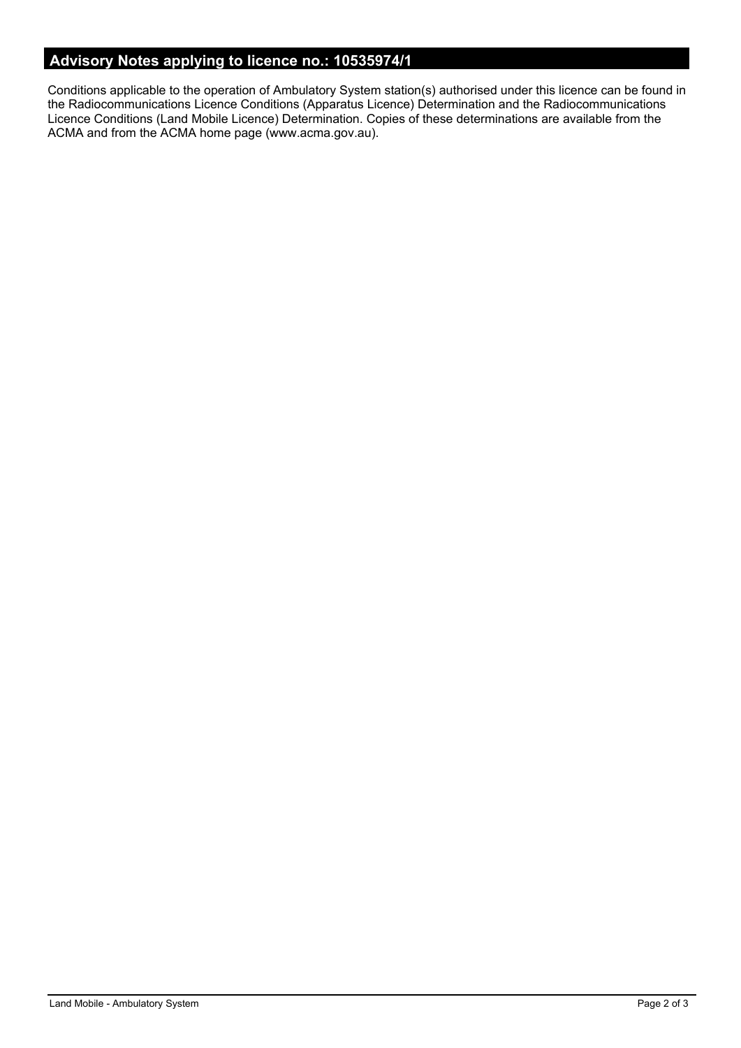## Advisory Notes applying to licence no.: 10535974/1

Conditions applicable to the operation of Ambulatory System station(s) authorised under this licence can be found in the Radiocommunications Licence Conditions (Apparatus Licence) Determination and the Radiocommunications Licence Conditions (Land Mobile Licence) Determination. Copies of these determinations are available from the ACMA and from the ACMA home page (www.acma.gov.au).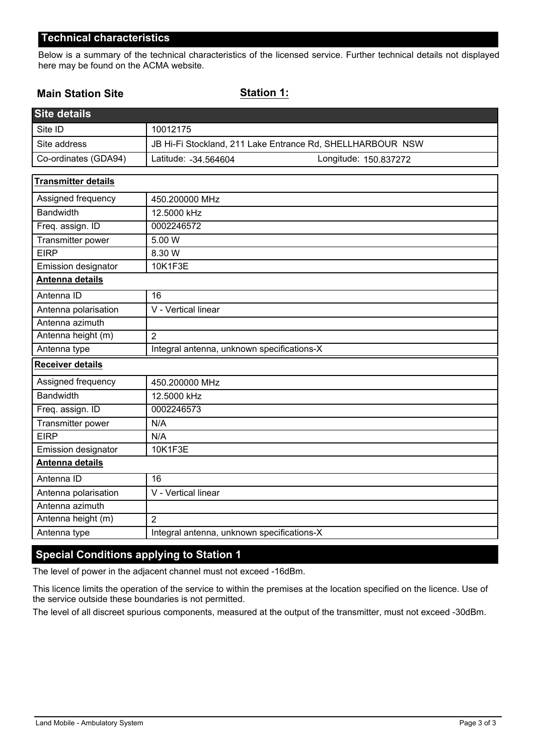## Technical characteristics

Below is a summary of the technical characteristics of the licensed service. Further technical details not displayed here may be found on the ACMA website.

**Main Station Site** **Station 1:**

| Site details | | |
|---|---|---|
| Site ID | 10012175 | |
| Site address | JB Hi-Fi Stockland, 211 Lake Entrance Rd, SHELLHARBOUR NSW | |
| Co-ordinates (GDA94) | Latitude: -34.564604 | Longitude: 150.837272 |

| Transmitter details | |
|---|---|
| Assigned frequency | 450.200000 MHz |
| Bandwidth | 12.5000 kHz |
| Freq. assign. ID | 0002246572 |
| Transmitter power | 5.00 W |
| EIRP | 8.30 W |
| Emission designator | 10K1F3E |
| **Antenna details** | |
| Antenna ID | 16 |
| Antenna polarisation | V - Vertical linear |
| Antenna azimuth | |
| Antenna height (m) | 2 |
| Antenna type | Integral antenna, unknown specifications-X |

| Receiver details | |
|---|---|
| Assigned frequency | 450.200000 MHz |
| Bandwidth | 12.5000 kHz |
| Freq. assign. ID | 0002246573 |
| Transmitter power | N/A |
| EIRP | N/A |
| Emission designator | 10K1F3E |
| **Antenna details** | |
| Antenna ID | 16 |
| Antenna polarisation | V - Vertical linear |
| Antenna azimuth | |
| Antenna height (m) | 2 |
| Antenna type | Integral antenna, unknown specifications-X |

## Special Conditions applying to Station 1

The level of power in the adjacent channel must not exceed -16dBm.

This licence limits the operation of the service to within the premises at the location specified on the licence. Use of the service outside these boundaries is not permitted.

The level of all discreet spurious components, measured at the output of the transmitter, must not exceed -30dBm.